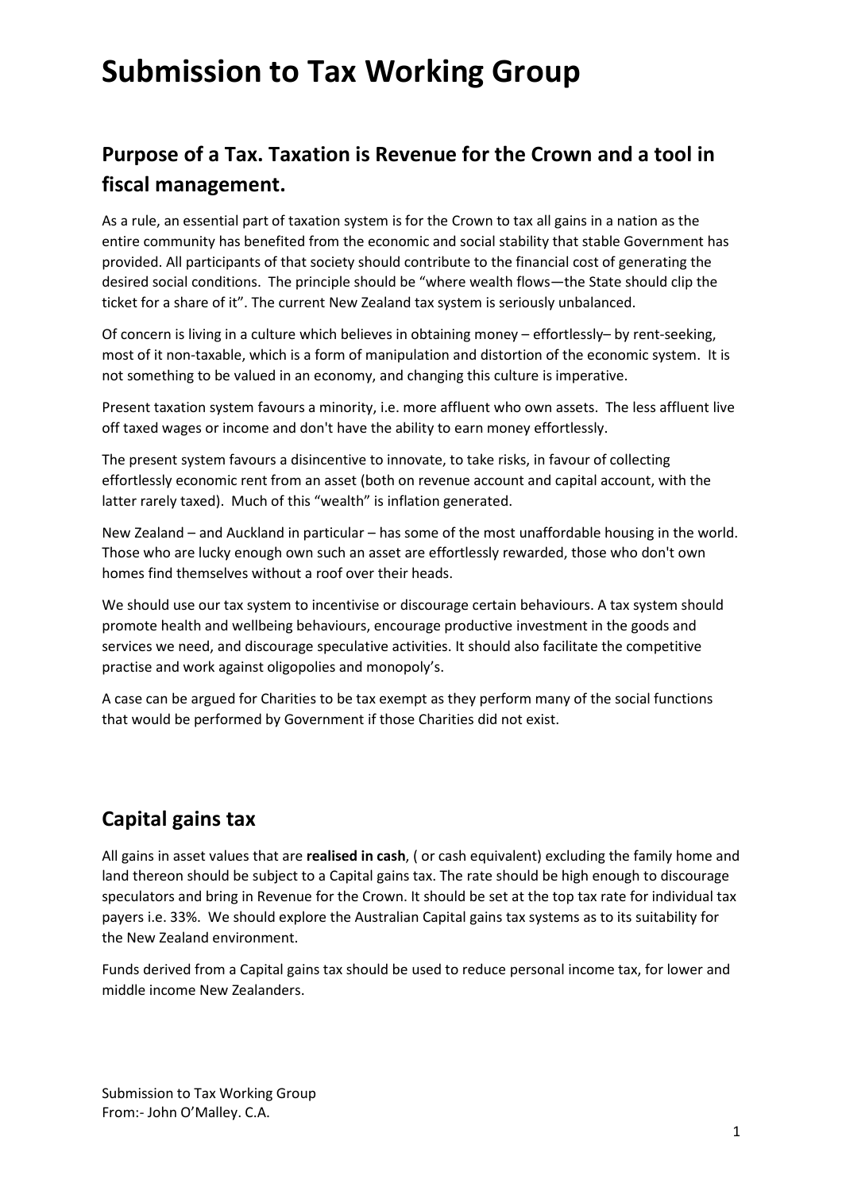# Submission to Tax Working Group

## Purpose of a Tax. Taxation is Revenue for the Crown and a tool in fiscal management.

As a rule, an essential part of taxation system is for the Crown to tax all gains in a nation as the entire community has benefited from the economic and social stability that stable Government has provided. All participants of that society should contribute to the financial cost of generating the desired social conditions. The principle should be "where wealth flows—the State should clip the ticket for a share of it". The current New Zealand tax system is seriously unbalanced.

Of concern is living in a culture which believes in obtaining money – effortlessly– by rent-seeking, most of it non-taxable, which is a form of manipulation and distortion of the economic system. It is not something to be valued in an economy, and changing this culture is imperative.

Present taxation system favours a minority, i.e. more affluent who own assets. The less affluent live off taxed wages or income and don't have the ability to earn money effortlessly.

The present system favours a disincentive to innovate, to take risks, in favour of collecting effortlessly economic rent from an asset (both on revenue account and capital account, with the latter rarely taxed). Much of this "wealth" is inflation generated.

New Zealand – and Auckland in particular – has some of the most unaffordable housing in the world. Those who are lucky enough own such an asset are effortlessly rewarded, those who don't own homes find themselves without a roof over their heads.

We should use our tax system to incentivise or discourage certain behaviours. A tax system should promote health and wellbeing behaviours, encourage productive investment in the goods and services we need, and discourage speculative activities. It should also facilitate the competitive practise and work against oligopolies and monopoly's.

A case can be argued for Charities to be tax exempt as they perform many of the social functions that would be performed by Government if those Charities did not exist.

## Capital gains tax

All gains in asset values that are **realised in cash**, ( or cash equivalent) excluding the family home and land thereon should be subject to a Capital gains tax. The rate should be high enough to discourage speculators and bring in Revenue for the Crown. It should be set at the top tax rate for individual tax payers i.e. 33%. We should explore the Australian Capital gains tax systems as to its suitability for the New Zealand environment.

Funds derived from a Capital gains tax should be used to reduce personal income tax, for lower and middle income New Zealanders.

Submission to Tax Working Group
From:- John O'Malley. C.A.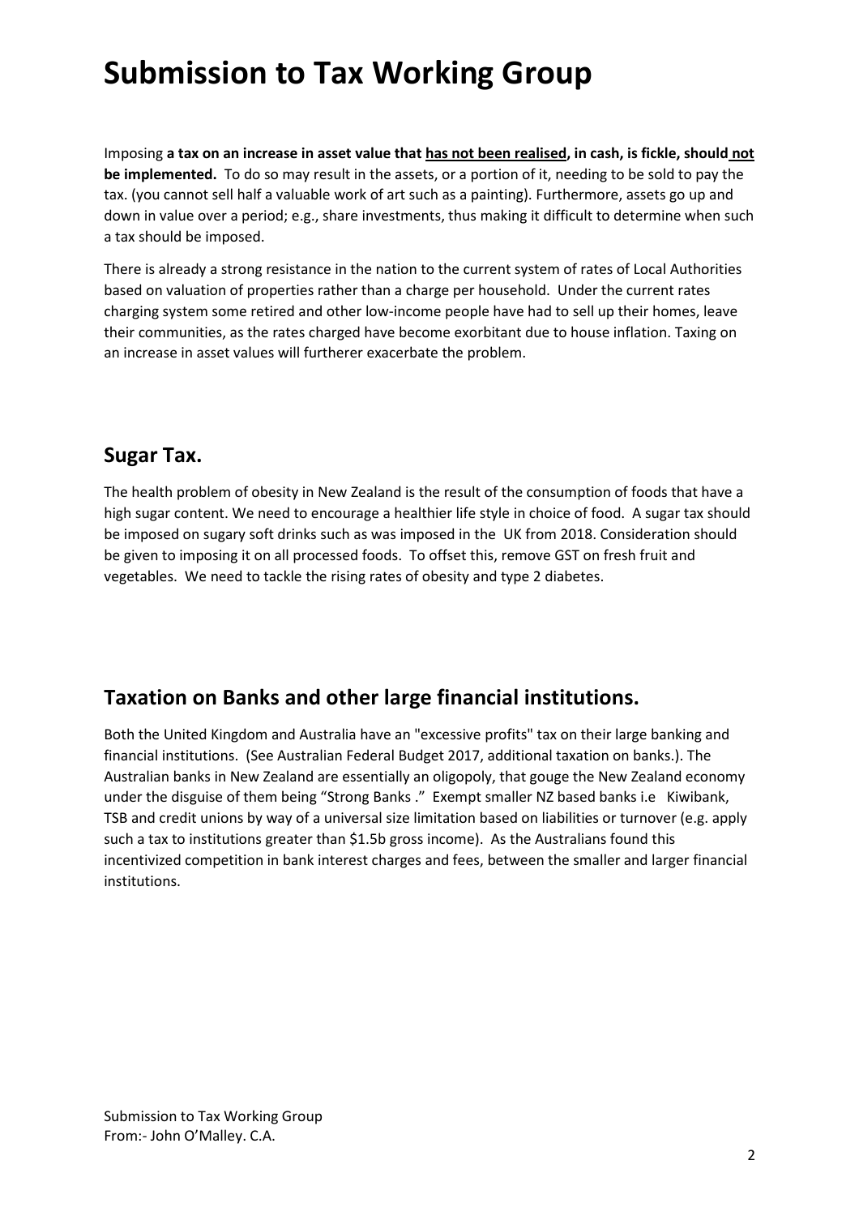# Submission to Tax Working Group

Imposing **a tax on an increase in asset value that <u>has not been realised</u>, in cash, is fickle, should <u>not</u> be implemented.** To do so may result in the assets, or a portion of it, needing to be sold to pay the tax. (you cannot sell half a valuable work of art such as a painting). Furthermore, assets go up and down in value over a period; e.g., share investments, thus making it difficult to determine when such a tax should be imposed.

There is already a strong resistance in the nation to the current system of rates of Local Authorities based on valuation of properties rather than a charge per household. Under the current rates charging system some retired and other low-income people have had to sell up their homes, leave their communities, as the rates charged have become exorbitant due to house inflation. Taxing on an increase in asset values will furtherer exacerbate the problem.

## Sugar Tax.

The health problem of obesity in New Zealand is the result of the consumption of foods that have a high sugar content. We need to encourage a healthier life style in choice of food. A sugar tax should be imposed on sugary soft drinks such as was imposed in the UK from 2018. Consideration should be given to imposing it on all processed foods. To offset this, remove GST on fresh fruit and vegetables. We need to tackle the rising rates of obesity and type 2 diabetes.

## Taxation on Banks and other large financial institutions.

Both the United Kingdom and Australia have an "excessive profits" tax on their large banking and financial institutions. (See Australian Federal Budget 2017, additional taxation on banks.). The Australian banks in New Zealand are essentially an oligopoly, that gouge the New Zealand economy under the disguise of them being "Strong Banks ." Exempt smaller NZ based banks i.e Kiwibank, TSB and credit unions by way of a universal size limitation based on liabilities or turnover (e.g. apply such a tax to institutions greater than $1.5b gross income). As the Australians found this incentivized competition in bank interest charges and fees, between the smaller and larger financial institutions.

Submission to Tax Working Group
From:- John O'Malley. C.A.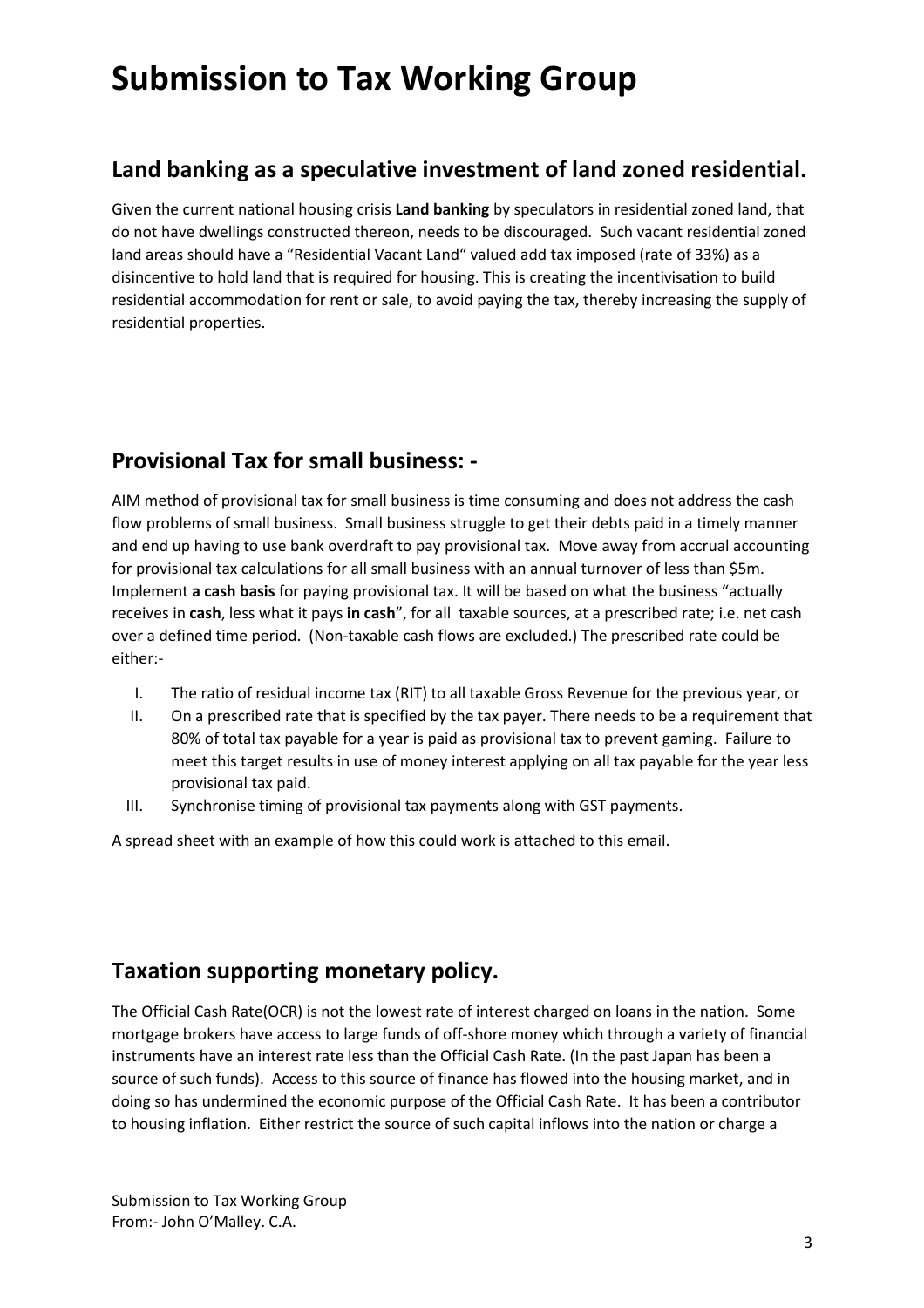# Submission to Tax Working Group

## Land banking as a speculative investment of land zoned residential.

Given the current national housing crisis **Land banking** by speculators in residential zoned land, that do not have dwellings constructed thereon, needs to be discouraged. Such vacant residential zoned land areas should have a "Residential Vacant Land" valued add tax imposed (rate of 33%) as a disincentive to hold land that is required for housing. This is creating the incentivisation to build residential accommodation for rent or sale, to avoid paying the tax, thereby increasing the supply of residential properties.

## Provisional Tax for small business: -

AIM method of provisional tax for small business is time consuming and does not address the cash flow problems of small business. Small business struggle to get their debts paid in a timely manner and end up having to use bank overdraft to pay provisional tax. Move away from accrual accounting for provisional tax calculations for all small business with an annual turnover of less than $5m. Implement **a cash basis** for paying provisional tax. It will be based on what the business "actually receives in **cash**, less what it pays **in cash**", for all taxable sources, at a prescribed rate; i.e. net cash over a defined time period. (Non-taxable cash flows are excluded.) The prescribed rate could be either:-

I. The ratio of residual income tax (RIT) to all taxable Gross Revenue for the previous year, or
II. On a prescribed rate that is specified by the tax payer. There needs to be a requirement that 80% of total tax payable for a year is paid as provisional tax to prevent gaming. Failure to meet this target results in use of money interest applying on all tax payable for the year less provisional tax paid.
III. Synchronise timing of provisional tax payments along with GST payments.

A spread sheet with an example of how this could work is attached to this email.

## Taxation supporting monetary policy.

The Official Cash Rate(OCR) is not the lowest rate of interest charged on loans in the nation. Some mortgage brokers have access to large funds of off-shore money which through a variety of financial instruments have an interest rate less than the Official Cash Rate. (In the past Japan has been a source of such funds). Access to this source of finance has flowed into the housing market, and in doing so has undermined the economic purpose of the Official Cash Rate. It has been a contributor to housing inflation. Either restrict the source of such capital inflows into the nation or charge a

Submission to Tax Working Group
From:- John O'Malley. C.A.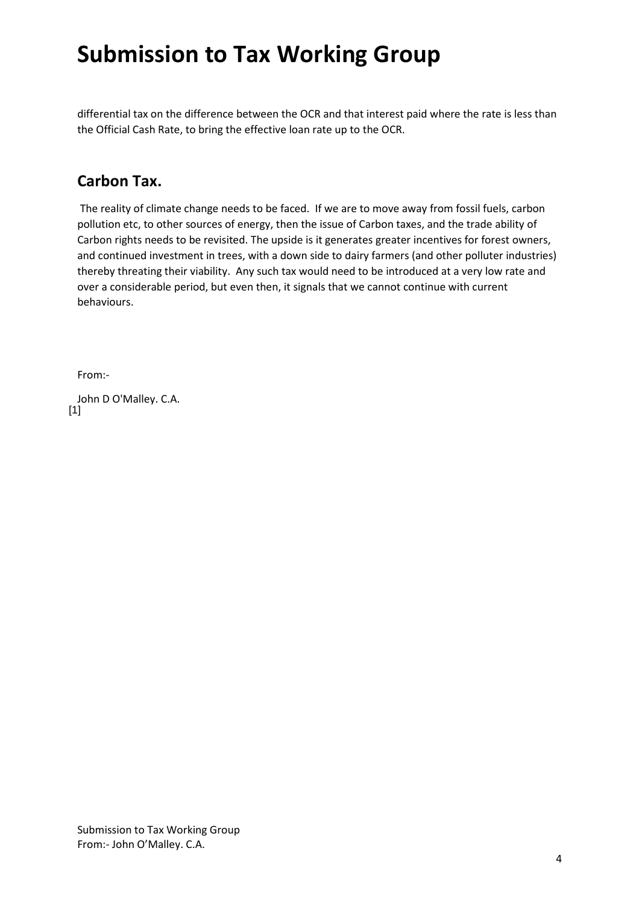differential tax on the difference between the OCR and that interest paid where the rate is less than the Official Cash Rate, to bring the effective loan rate up to the OCR.

## Carbon Tax.

The reality of climate change needs to be faced. If we are to move away from fossil fuels, carbon pollution etc, to other sources of energy, then the issue of Carbon taxes, and the trade ability of Carbon rights needs to be revisited. The upside is it generates greater incentives for forest owners, and continued investment in trees, with a down side to dairy farmers (and other polluter industries) thereby threating their viability. Any such tax would need to be introduced at a very low rate and over a considerable period, but even then, it signals that we cannot continue with current behaviours.

From:-

John D O'Malley. C.A.
[1]